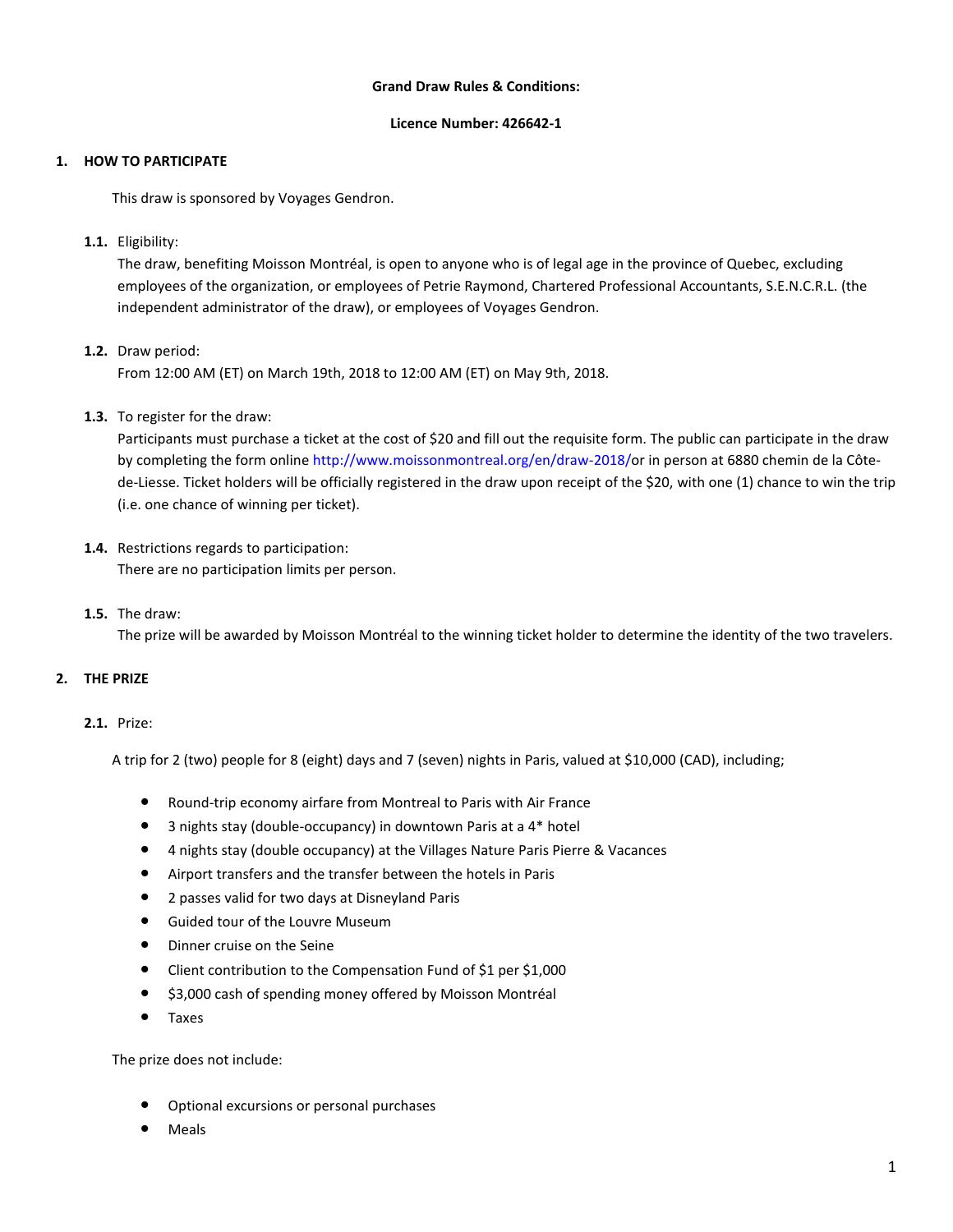**Grand Draw Rules & Conditions:**

**Licence Number: 426642-1**

## 1. HOW TO PARTICIPATE

This draw is sponsored by Voyages Gendron.

**1.1.** Eligibility:
The draw, benefiting Moisson Montréal, is open to anyone who is of legal age in the province of Quebec, excluding employees of the organization, or employees of Petrie Raymond, Chartered Professional Accountants, S.E.N.C.R.L. (the independent administrator of the draw), or employees of Voyages Gendron.

**1.2.** Draw period:
From 12:00 AM (ET) on March 19th, 2018 to 12:00 AM (ET) on May 9th, 2018.

**1.3.** To register for the draw:
Participants must purchase a ticket at the cost of $20 and fill out the requisite form. The public can participate in the draw by completing the form online http://www.moissonmontreal.org/en/draw-2018/or in person at 6880 chemin de la Côte-de-Liesse. Ticket holders will be officially registered in the draw upon receipt of the $20, with one (1) chance to win the trip (i.e. one chance of winning per ticket).

**1.4.** Restrictions regards to participation:
There are no participation limits per person.

**1.5.** The draw:
The prize will be awarded by Moisson Montréal to the winning ticket holder to determine the identity of the two travelers.

## 2. THE PRIZE

**2.1.** Prize:

A trip for 2 (two) people for 8 (eight) days and 7 (seven) nights in Paris, valued at $10,000 (CAD), including;

- Round-trip economy airfare from Montreal to Paris with Air France
- 3 nights stay (double-occupancy) in downtown Paris at a 4* hotel
- 4 nights stay (double occupancy) at the Villages Nature Paris Pierre & Vacances
- Airport transfers and the transfer between the hotels in Paris
- 2 passes valid for two days at Disneyland Paris
- Guided tour of the Louvre Museum
- Dinner cruise on the Seine
- Client contribution to the Compensation Fund of $1 per $1,000
- $3,000 cash of spending money offered by Moisson Montréal
- Taxes

The prize does not include:

- Optional excursions or personal purchases
- Meals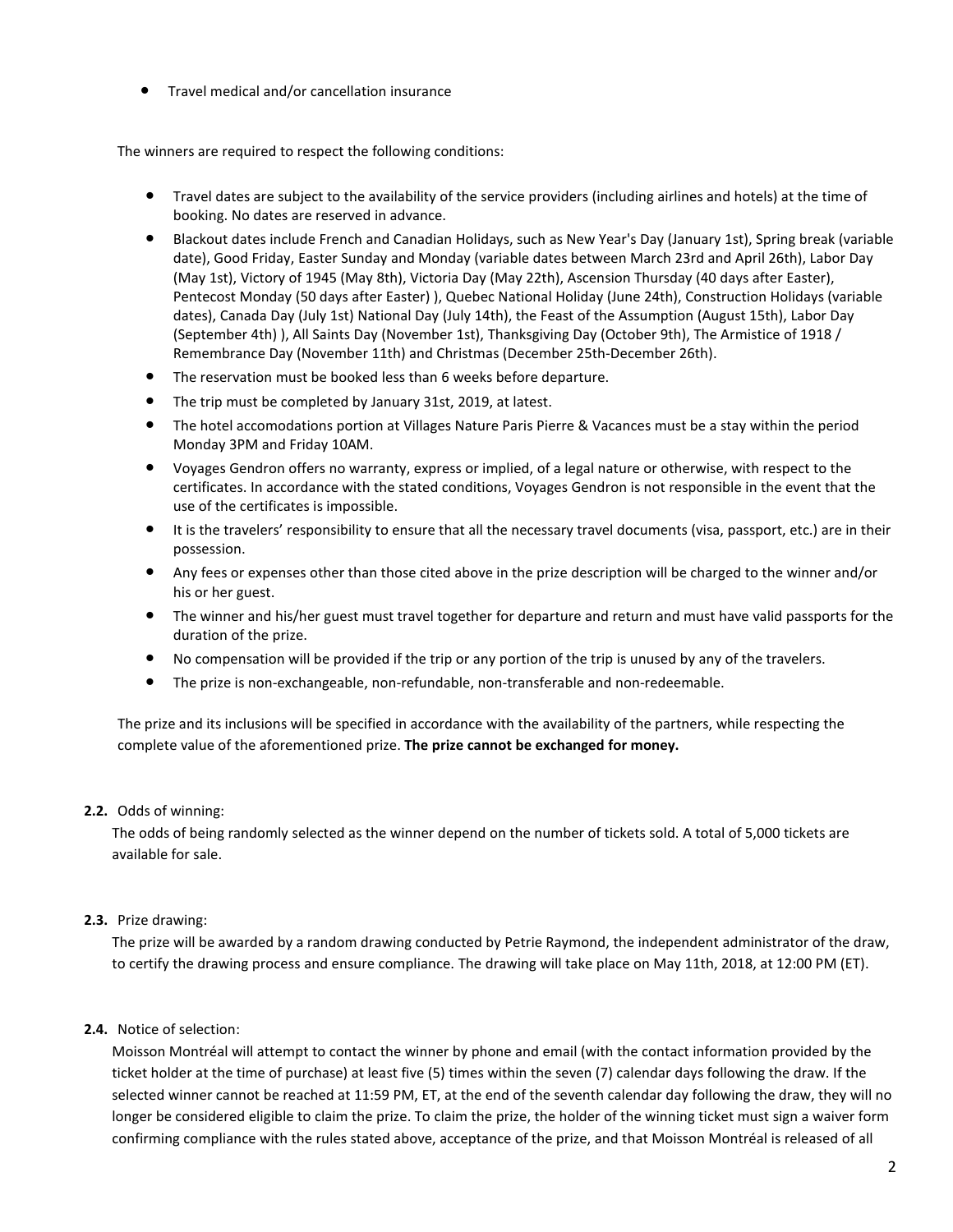- Travel medical and/or cancellation insurance

The winners are required to respect the following conditions:

- Travel dates are subject to the availability of the service providers (including airlines and hotels) at the time of booking. No dates are reserved in advance.
- Blackout dates include French and Canadian Holidays, such as New Year's Day (January 1st), Spring break (variable date), Good Friday, Easter Sunday and Monday (variable dates between March 23rd and April 26th), Labor Day (May 1st), Victory of 1945 (May 8th), Victoria Day (May 22th), Ascension Thursday (40 days after Easter), Pentecost Monday (50 days after Easter) ), Quebec National Holiday (June 24th), Construction Holidays (variable dates), Canada Day (July 1st) National Day (July 14th), the Feast of the Assumption (August 15th), Labor Day (September 4th) ), All Saints Day (November 1st), Thanksgiving Day (October 9th), The Armistice of 1918 / Remembrance Day (November 11th) and Christmas (December 25th-December 26th).
- The reservation must be booked less than 6 weeks before departure.
- The trip must be completed by January 31st, 2019, at latest.
- The hotel accomodations portion at Villages Nature Paris Pierre & Vacances must be a stay within the period Monday 3PM and Friday 10AM.
- Voyages Gendron offers no warranty, express or implied, of a legal nature or otherwise, with respect to the certificates. In accordance with the stated conditions, Voyages Gendron is not responsible in the event that the use of the certificates is impossible.
- It is the travelers' responsibility to ensure that all the necessary travel documents (visa, passport, etc.) are in their possession.
- Any fees or expenses other than those cited above in the prize description will be charged to the winner and/or his or her guest.
- The winner and his/her guest must travel together for departure and return and must have valid passports for the duration of the prize.
- No compensation will be provided if the trip or any portion of the trip is unused by any of the travelers.
- The prize is non-exchangeable, non-refundable, non-transferable and non-redeemable.

The prize and its inclusions will be specified in accordance with the availability of the partners, while respecting the complete value of the aforementioned prize. **The prize cannot be exchanged for money.**

**2.2.** Odds of winning:

The odds of being randomly selected as the winner depend on the number of tickets sold. A total of 5,000 tickets are available for sale.

**2.3.** Prize drawing:

The prize will be awarded by a random drawing conducted by Petrie Raymond, the independent administrator of the draw, to certify the drawing process and ensure compliance. The drawing will take place on May 11th, 2018, at 12:00 PM (ET).

**2.4.** Notice of selection:

Moisson Montréal will attempt to contact the winner by phone and email (with the contact information provided by the ticket holder at the time of purchase) at least five (5) times within the seven (7) calendar days following the draw. If the selected winner cannot be reached at 11:59 PM, ET, at the end of the seventh calendar day following the draw, they will no longer be considered eligible to claim the prize. To claim the prize, the holder of the winning ticket must sign a waiver form confirming compliance with the rules stated above, acceptance of the prize, and that Moisson Montréal is released of all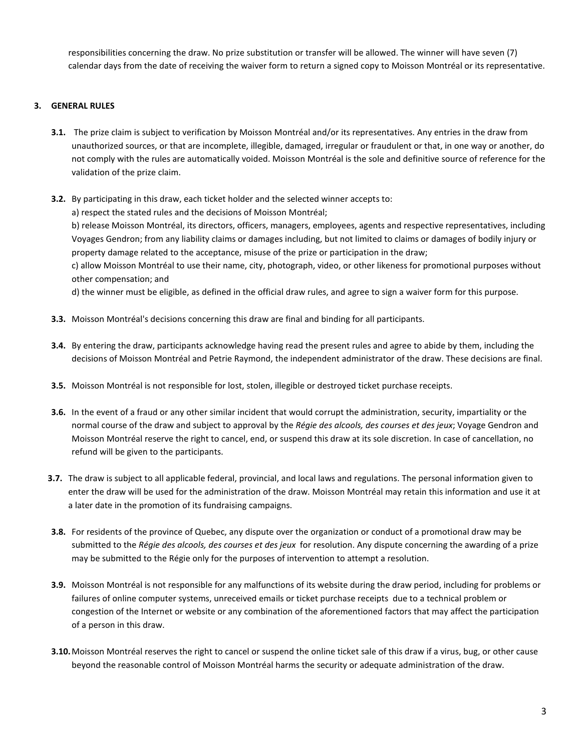responsibilities concerning the draw. No prize substitution or transfer will be allowed. The winner will have seven (7) calendar days from the date of receiving the waiver form to return a signed copy to Moisson Montréal or its representative.

## 3. GENERAL RULES

**3.1.** The prize claim is subject to verification by Moisson Montréal and/or its representatives. Any entries in the draw from unauthorized sources, or that are incomplete, illegible, damaged, irregular or fraudulent or that, in one way or another, do not comply with the rules are automatically voided. Moisson Montréal is the sole and definitive source of reference for the validation of the prize claim.

**3.2.** By participating in this draw, each ticket holder and the selected winner accepts to:
a) respect the stated rules and the decisions of Moisson Montréal;
b) release Moisson Montréal, its directors, officers, managers, employees, agents and respective representatives, including Voyages Gendron; from any liability claims or damages including, but not limited to claims or damages of bodily injury or property damage related to the acceptance, misuse of the prize or participation in the draw;
c) allow Moisson Montréal to use their name, city, photograph, video, or other likeness for promotional purposes without other compensation; and
d) the winner must be eligible, as defined in the official draw rules, and agree to sign a waiver form for this purpose.

**3.3.** Moisson Montréal's decisions concerning this draw are final and binding for all participants.

**3.4.** By entering the draw, participants acknowledge having read the present rules and agree to abide by them, including the decisions of Moisson Montréal and Petrie Raymond, the independent administrator of the draw. These decisions are final.

**3.5.** Moisson Montréal is not responsible for lost, stolen, illegible or destroyed ticket purchase receipts.

**3.6.** In the event of a fraud or any other similar incident that would corrupt the administration, security, impartiality or the normal course of the draw and subject to approval by the *Régie des alcools, des courses et des jeux*; Voyage Gendron and Moisson Montréal reserve the right to cancel, end, or suspend this draw at its sole discretion. In case of cancellation, no refund will be given to the participants.

**3.7.** The draw is subject to all applicable federal, provincial, and local laws and regulations. The personal information given to enter the draw will be used for the administration of the draw. Moisson Montréal may retain this information and use it at a later date in the promotion of its fundraising campaigns.

**3.8.** For residents of the province of Quebec, any dispute over the organization or conduct of a promotional draw may be submitted to the *Régie des alcools, des courses et des jeux* for resolution. Any dispute concerning the awarding of a prize may be submitted to the Régie only for the purposes of intervention to attempt a resolution.

**3.9.** Moisson Montréal is not responsible for any malfunctions of its website during the draw period, including for problems or failures of online computer systems, unreceived emails or ticket purchase receipts due to a technical problem or congestion of the Internet or website or any combination of the aforementioned factors that may affect the participation of a person in this draw.

**3.10.** Moisson Montréal reserves the right to cancel or suspend the online ticket sale of this draw if a virus, bug, or other cause beyond the reasonable control of Moisson Montréal harms the security or adequate administration of the draw.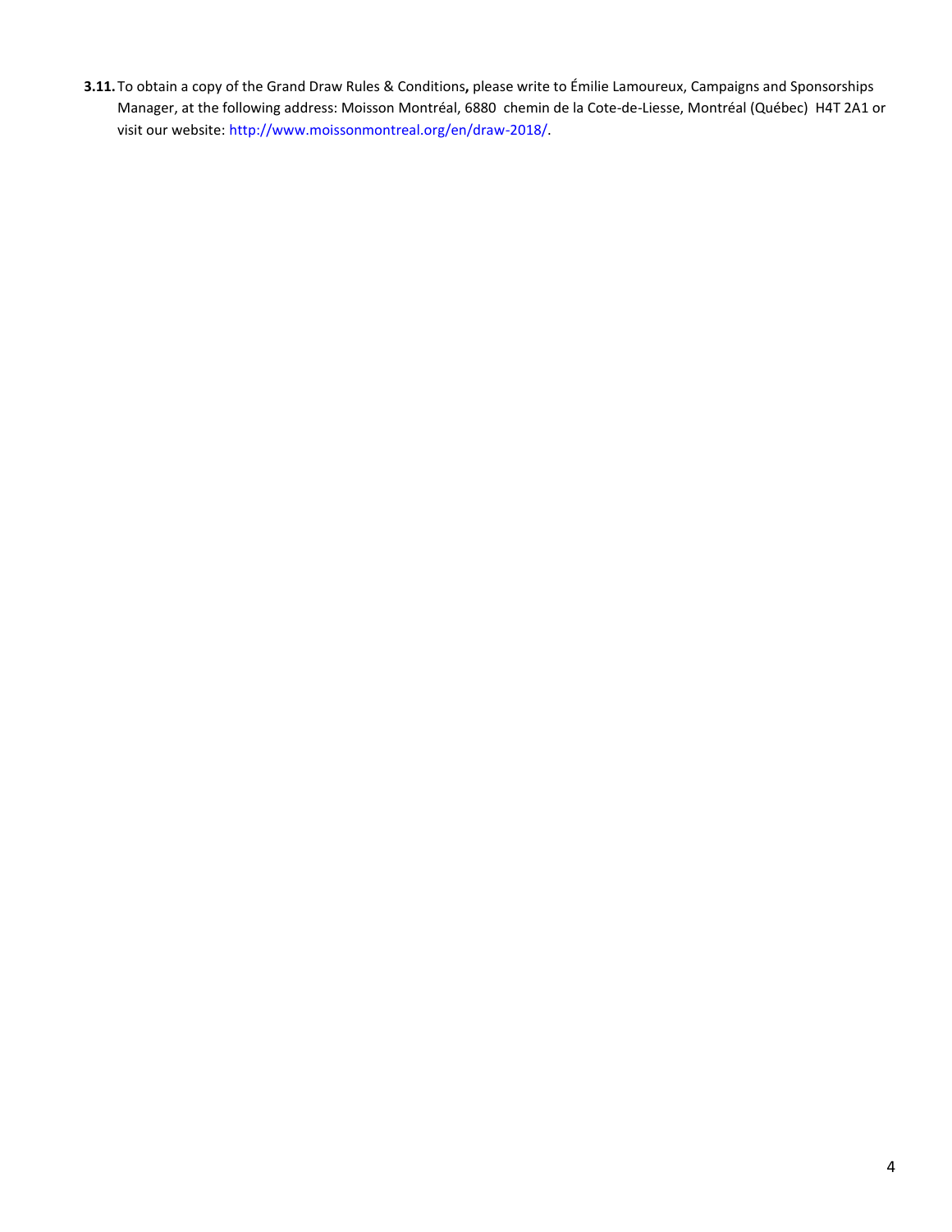**3.11.** To obtain a copy of the Grand Draw Rules & Conditions**,** please write to Émilie Lamoureux, Campaigns and Sponsorships Manager, at the following address: Moisson Montréal, 6880 chemin de la Cote-de-Liesse, Montréal (Québec) H4T 2A1 or visit our website: http://www.moissonmontreal.org/en/draw-2018/.